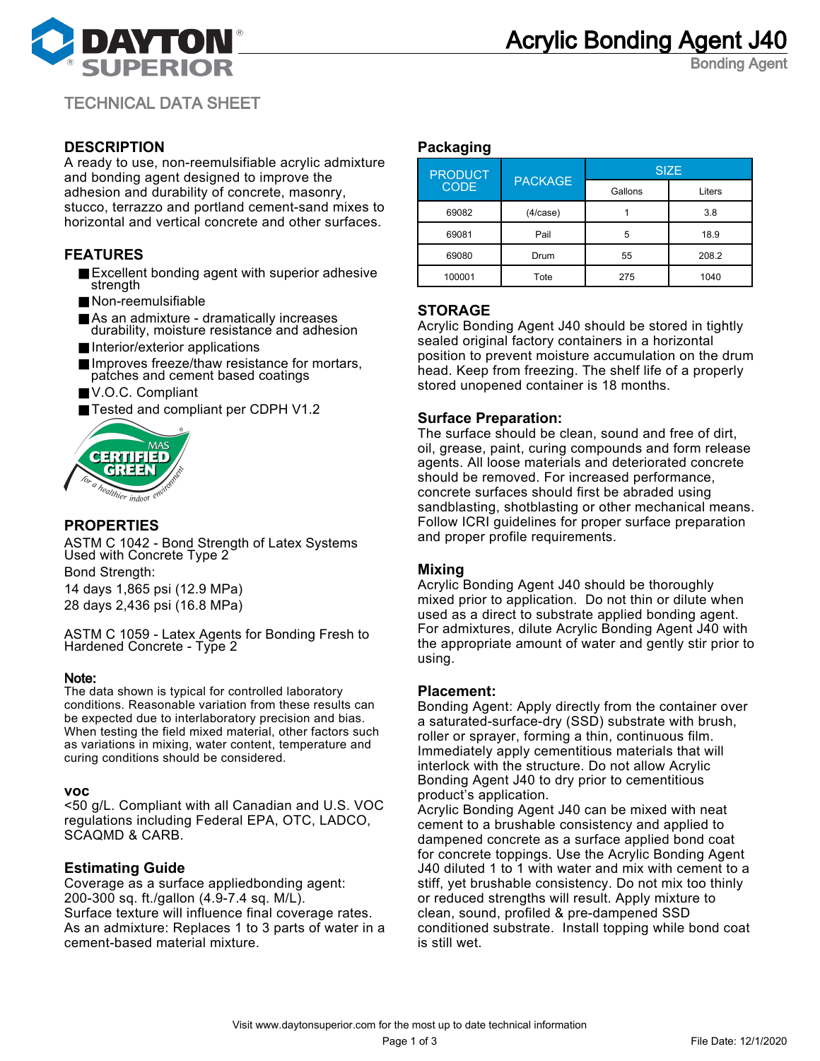# Acrylic Bonding Agent J40

Bonding Agent

TECHNICAL DATA SHEET

## DESCRIPTION

A ready to use, non-reemulsifiable acrylic admixture and bonding agent designed to improve the adhesion and durability of concrete, masonry, stucco, terrazzo and portland cement-sand mixes to horizontal and vertical concrete and other surfaces.

## FEATURES

- Excellent bonding agent with superior adhesive strength
- Non-reemulsifiable
- As an admixture - dramatically increases durability, moisture resistance and adhesion
- Interior/exterior applications
- Improves freeze/thaw resistance for mortars, patches and cement based coatings
- V.O.C. Compliant
- Tested and compliant per CDPH V1.2

## PROPERTIES

ASTM C 1042 - Bond Strength of Latex Systems Used with Concrete Type 2

Bond Strength:

14 days 1,865 psi (12.9 MPa)

28 days 2,436 psi (16.8 MPa)

ASTM C 1059 - Latex Agents for Bonding Fresh to Hardened Concrete - Type 2

### Note:

The data shown is typical for controlled laboratory conditions. Reasonable variation from these results can be expected due to interlaboratory precision and bias. When testing the field mixed material, other factors such as variations in mixing, water content, temperature and curing conditions should be considered.

### VOC

<50 g/L. Compliant with all Canadian and U.S. VOC regulations including Federal EPA, OTC, LADCO, SCAQMD & CARB.

## Estimating Guide

Coverage as a surface appliedbonding agent: 200-300 sq. ft./gallon (4.9-7.4 sq. M/L).
Surface texture will influence final coverage rates.
As an admixture: Replaces 1 to 3 parts of water in a cement-based material mixture.

## Packaging

| PRODUCT CODE | PACKAGE | SIZE | |
|---|---|---|---|
| | | Gallons | Liters |
| 69082 | (4/case) | 1 | 3.8 |
| 69081 | Pail | 5 | 18.9 |
| 69080 | Drum | 55 | 208.2 |
| 100001 | Tote | 275 | 1040 |

## STORAGE

Acrylic Bonding Agent J40 should be stored in tightly sealed original factory containers in a horizontal position to prevent moisture accumulation on the drum head. Keep from freezing. The shelf life of a properly stored unopened container is 18 months.

## Surface Preparation:

The surface should be clean, sound and free of dirt, oil, grease, paint, curing compounds and form release agents. All loose materials and deteriorated concrete should be removed. For increased performance, concrete surfaces should first be abraded using sandblasting, shotblasting or other mechanical means. Follow ICRI guidelines for proper surface preparation and proper profile requirements.

## Mixing

Acrylic Bonding Agent J40 should be thoroughly mixed prior to application. Do not thin or dilute when used as a direct to substrate applied bonding agent. For admixtures, dilute Acrylic Bonding Agent J40 with the appropriate amount of water and gently stir prior to using.

## Placement:

Bonding Agent: Apply directly from the container over a saturated-surface-dry (SSD) substrate with brush, roller or sprayer, forming a thin, continuous film. Immediately apply cementitious materials that will interlock with the structure. Do not allow Acrylic Bonding Agent J40 to dry prior to cementitious product's application.

Acrylic Bonding Agent J40 can be mixed with neat cement to a brushable consistency and applied to dampened concrete as a surface applied bond coat for concrete toppings. Use the Acrylic Bonding Agent J40 diluted 1 to 1 with water and mix with cement to a stiff, yet brushable consistency. Do not mix too thinly or reduced strengths will result. Apply mixture to clean, sound, profiled & pre-dampened SSD conditioned substrate. Install topping while bond coat is still wet.

Visit www.daytonsuperior.com for the most up to date technical information

File Date: 12/1/2020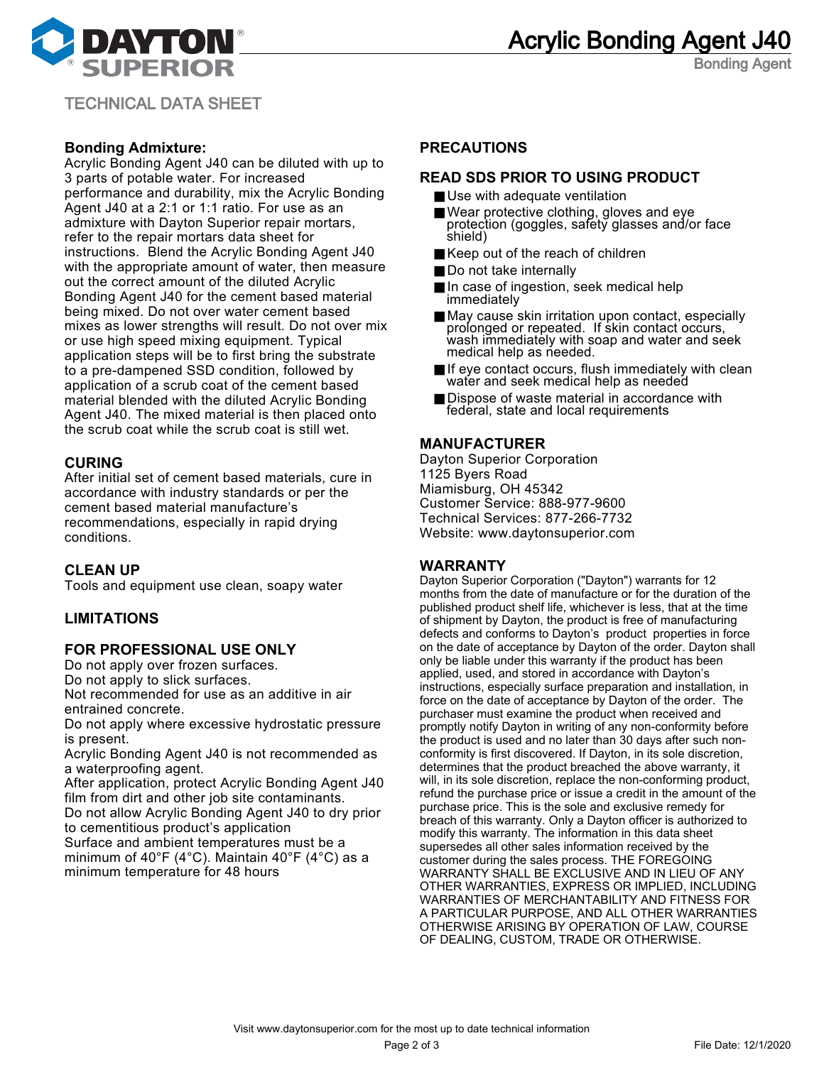# Acrylic Bonding Agent J40

Bonding Agent

TECHNICAL DATA SHEET

**Bonding Admixture:**
Acrylic Bonding Agent J40 can be diluted with up to 3 parts of potable water. For increased performance and durability, mix the Acrylic Bonding Agent J40 at a 2:1 or 1:1 ratio. For use as an admixture with Dayton Superior repair mortars, refer to the repair mortars data sheet for instructions. Blend the Acrylic Bonding Agent J40 with the appropriate amount of water, then measure out the correct amount of the diluted Acrylic Bonding Agent J40 for the cement based material being mixed. Do not over water cement based mixes as lower strengths will result. Do not over mix or use high speed mixing equipment. Typical application steps will be to first bring the substrate to a pre-dampened SSD condition, followed by application of a scrub coat of the cement based material blended with the diluted Acrylic Bonding Agent J40. The mixed material is then placed onto the scrub coat while the scrub coat is still wet.

## CURING

After initial set of cement based materials, cure in accordance with industry standards or per the cement based material manufacture's recommendations, especially in rapid drying conditions.

## CLEAN UP

Tools and equipment use clean, soapy water

## LIMITATIONS

## FOR PROFESSIONAL USE ONLY

Do not apply over frozen surfaces.
Do not apply to slick surfaces.
Not recommended for use as an additive in air entrained concrete.
Do not apply where excessive hydrostatic pressure is present.
Acrylic Bonding Agent J40 is not recommended as a waterproofing agent.
After application, protect Acrylic Bonding Agent J40 film from dirt and other job site contaminants.
Do not allow Acrylic Bonding Agent J40 to dry prior to cementitious product's application
Surface and ambient temperatures must be a minimum of 40°F (4°C). Maintain 40°F (4°C) as a minimum temperature for 48 hours

## PRECAUTIONS

## READ SDS PRIOR TO USING PRODUCT

- Use with adequate ventilation
- Wear protective clothing, gloves and eye protection (goggles, safety glasses and/or face shield)
- Keep out of the reach of children
- Do not take internally
- In case of ingestion, seek medical help immediately
- May cause skin irritation upon contact, especially prolonged or repeated. If skin contact occurs, wash immediately with soap and water and seek medical help as needed.
- If eye contact occurs, flush immediately with clean water and seek medical help as needed
- Dispose of waste material in accordance with federal, state and local requirements

## MANUFACTURER

Dayton Superior Corporation
1125 Byers Road
Miamisburg, OH 45342
Customer Service: 888-977-9600
Technical Services: 877-266-7732
Website: www.daytonsuperior.com

## WARRANTY

Dayton Superior Corporation ("Dayton") warrants for 12 months from the date of manufacture or for the duration of the published product shelf life, whichever is less, that at the time of shipment by Dayton, the product is free of manufacturing defects and conforms to Dayton's product properties in force on the date of acceptance by Dayton of the order. Dayton shall only be liable under this warranty if the product has been applied, used, and stored in accordance with Dayton's instructions, especially surface preparation and installation, in force on the date of acceptance by Dayton of the order. The purchaser must examine the product when received and promptly notify Dayton in writing of any non-conformity before the product is used and no later than 30 days after such non-conformity is first discovered. If Dayton, in its sole discretion, determines that the product breached the above warranty, it will, in its sole discretion, replace the non-conforming product, refund the purchase price or issue a credit in the amount of the purchase price. This is the sole and exclusive remedy for breach of this warranty. Only a Dayton officer is authorized to modify this warranty. The information in this data sheet supersedes all other sales information received by the customer during the sales process. THE FOREGOING WARRANTY SHALL BE EXCLUSIVE AND IN LIEU OF ANY OTHER WARRANTIES, EXPRESS OR IMPLIED, INCLUDING WARRANTIES OF MERCHANTABILITY AND FITNESS FOR A PARTICULAR PURPOSE, AND ALL OTHER WARRANTIES OTHERWISE ARISING BY OPERATION OF LAW, COURSE OF DEALING, CUSTOM, TRADE OR OTHERWISE.

Visit www.daytonsuperior.com for the most up to date technical information

File Date: 12/1/2020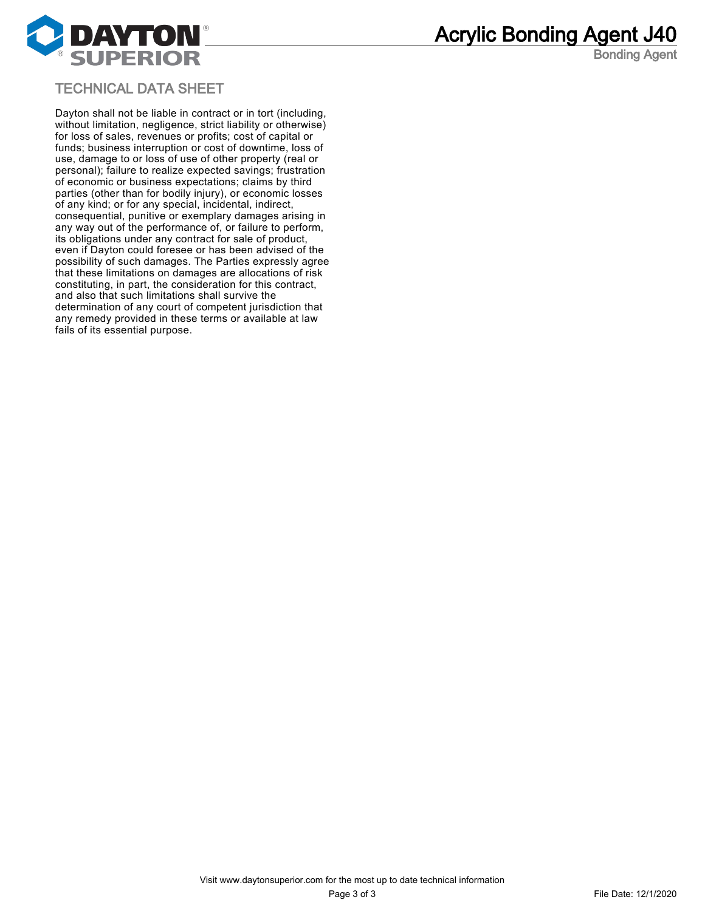## TECHNICAL DATA SHEET

Dayton shall not be liable in contract or in tort (including, without limitation, negligence, strict liability or otherwise) for loss of sales, revenues or profits; cost of capital or funds; business interruption or cost of downtime, loss of use, damage to or loss of use of other property (real or personal); failure to realize expected savings; frustration of economic or business expectations; claims by third parties (other than for bodily injury), or economic losses of any kind; or for any special, incidental, indirect, consequential, punitive or exemplary damages arising in any way out of the performance of, or failure to perform, its obligations under any contract for sale of product, even if Dayton could foresee or has been advised of the possibility of such damages. The Parties expressly agree that these limitations on damages are allocations of risk constituting, in part, the consideration for this contract, and also that such limitations shall survive the determination of any court of competent jurisdiction that any remedy provided in these terms or available at law fails of its essential purpose.